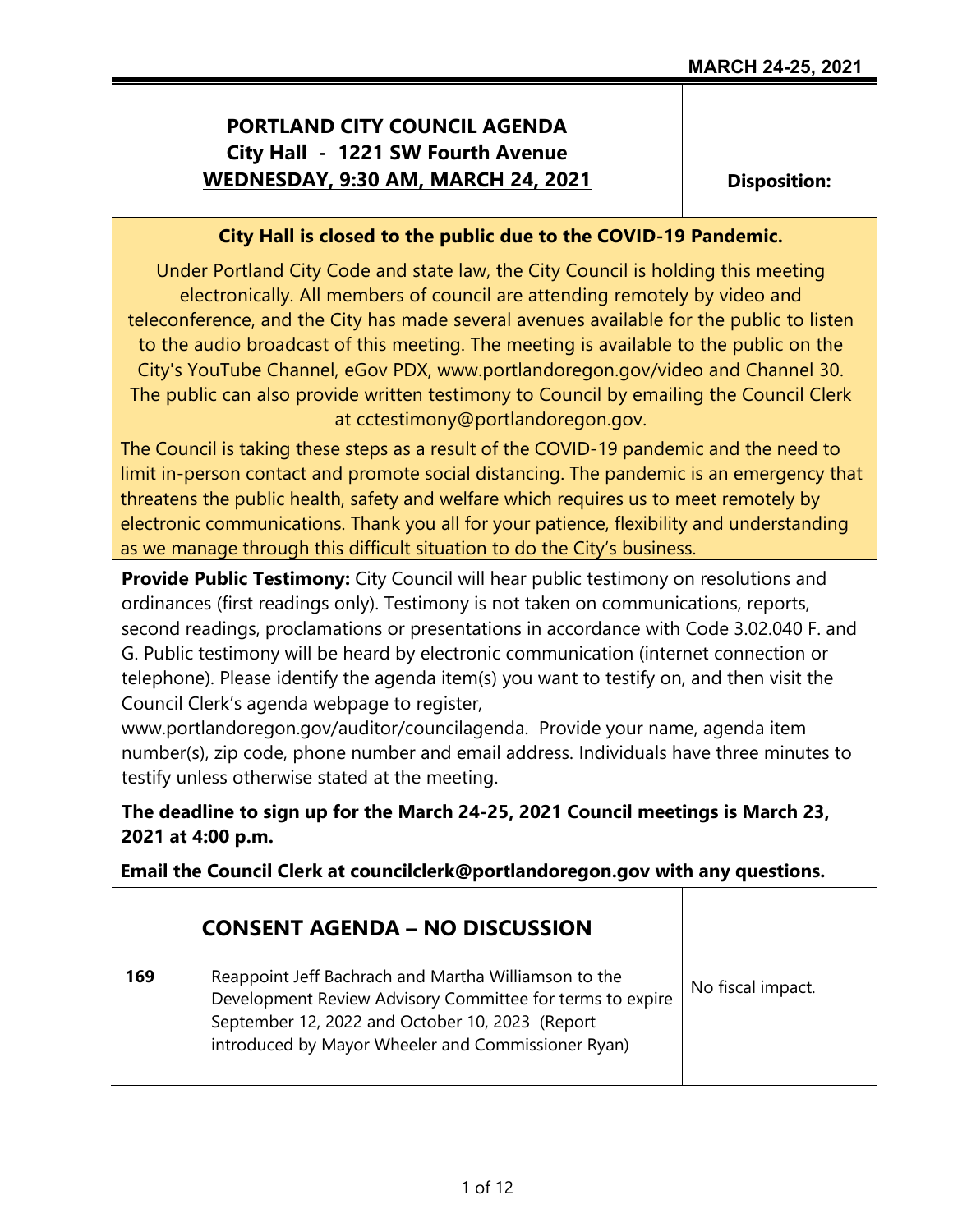MARCH 24-25, 2021

# PORTLAND CITY COUNCIL AGENDA
## City Hall - 1221 SW Fourth Avenue
## WEDNESDAY, 9:30 AM, MARCH 24, 2021

**Disposition:**

**City Hall is closed to the public due to the COVID-19 Pandemic.**

Under Portland City Code and state law, the City Council is holding this meeting electronically. All members of council are attending remotely by video and teleconference, and the City has made several avenues available for the public to listen to the audio broadcast of this meeting. The meeting is available to the public on the City's YouTube Channel, eGov PDX, www.portlandoregon.gov/video and Channel 30. The public can also provide written testimony to Council by emailing the Council Clerk at cctestimony@portlandoregon.gov.

The Council is taking these steps as a result of the COVID-19 pandemic and the need to limit in-person contact and promote social distancing. The pandemic is an emergency that threatens the public health, safety and welfare which requires us to meet remotely by electronic communications. Thank you all for your patience, flexibility and understanding as we manage through this difficult situation to do the City's business.

**Provide Public Testimony:** City Council will hear public testimony on resolutions and ordinances (first readings only). Testimony is not taken on communications, reports, second readings, proclamations or presentations in accordance with Code 3.02.040 F. and G. Public testimony will be heard by electronic communication (internet connection or telephone). Please identify the agenda item(s) you want to testify on, and then visit the Council Clerk's agenda webpage to register, www.portlandoregon.gov/auditor/councilagenda. Provide your name, agenda item number(s), zip code, phone number and email address. Individuals have three minutes to testify unless otherwise stated at the meeting.

**The deadline to sign up for the March 24-25, 2021 Council meetings is March 23, 2021 at 4:00 p.m.**

**Email the Council Clerk at councilclerk@portlandoregon.gov with any questions.**

## CONSENT AGENDA – NO DISCUSSION

| | | |
|---|---|---|
| **169** | Reappoint Jeff Bachrach and Martha Williamson to the Development Review Advisory Committee for terms to expire September 12, 2022 and October 10, 2023 (Report introduced by Mayor Wheeler and Commissioner Ryan) | No fiscal impact. |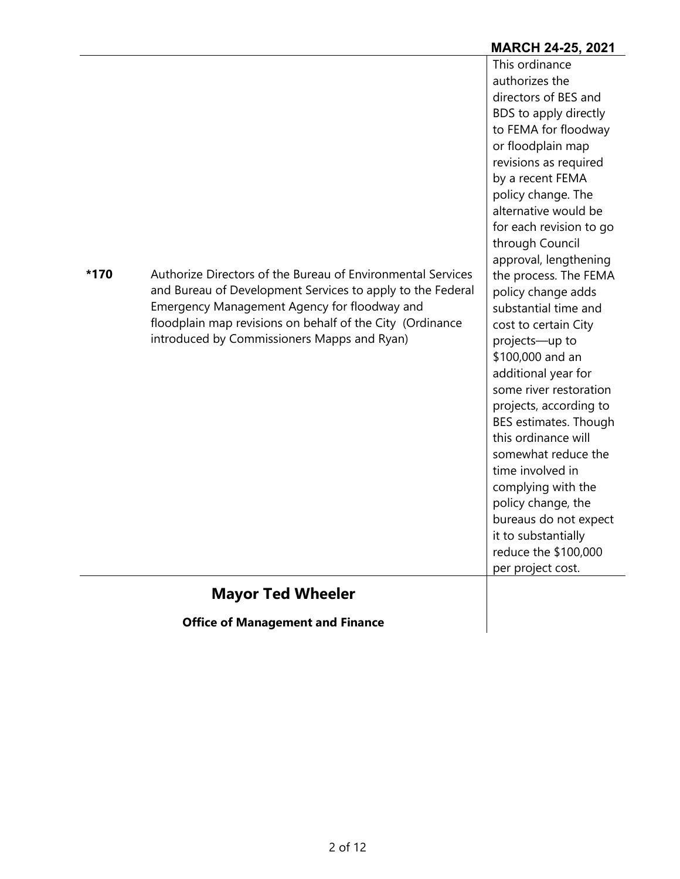| | | |
|---|---|---|
| *170 | Authorize Directors of the Bureau of Environmental Services and Bureau of Development Services to apply to the Federal Emergency Management Agency for floodway and floodplain map revisions on behalf of the City (Ordinance introduced by Commissioners Mapps and Ryan) | This ordinance authorizes the directors of BES and BDS to apply directly to FEMA for floodway or floodplain map revisions as required by a recent FEMA policy change. The alternative would be for each revision to go through Council approval, lengthening the process. The FEMA policy change adds substantial time and cost to certain City projects—up to $100,000 and an additional year for some river restoration projects, according to BES estimates. Though this ordinance will somewhat reduce the time involved in complying with the policy change, the bureaus do not expect it to substantially reduce the $100,000 per project cost. |

## Mayor Ted Wheeler

**Office of Management and Finance**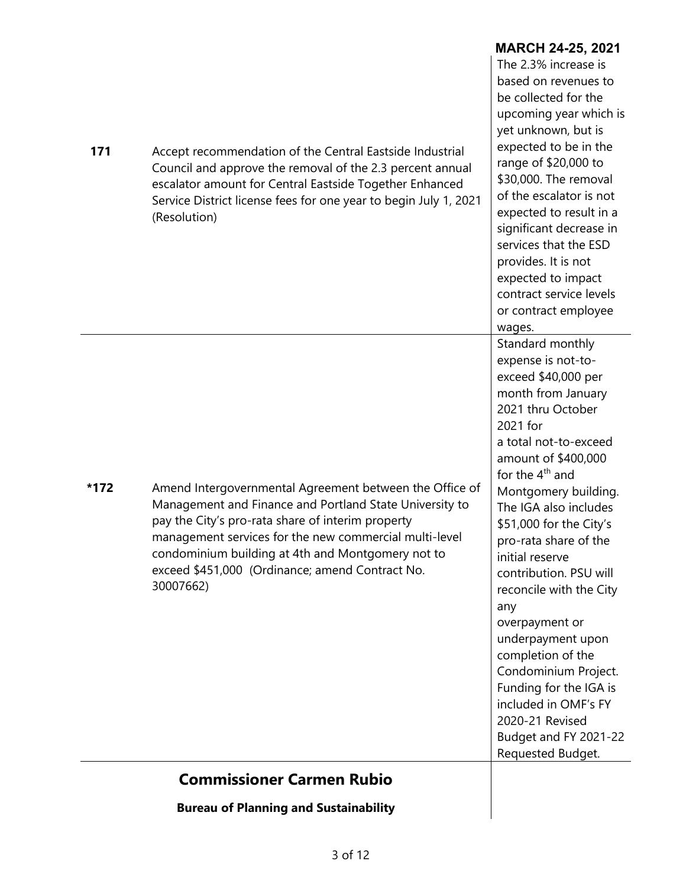| | | |
|---|---|---|
| **171** | Accept recommendation of the Central Eastside Industrial Council and approve the removal of the 2.3 percent annual escalator amount for Central Eastside Together Enhanced Service District license fees for one year to begin July 1, 2021 (Resolution) | The 2.3% increase is based on revenues to be collected for the upcoming year which is yet unknown, but is expected to be in the range of \$20,000 to \$30,000. The removal of the escalator is not expected to result in a significant decrease in services that the ESD provides. It is not expected to impact contract service levels or contract employee wages. |
| ***172** | Amend Intergovernmental Agreement between the Office of Management and Finance and Portland State University to pay the City's pro-rata share of interim property management services for the new commercial multi-level condominium building at 4th and Montgomery not to exceed \$451,000 (Ordinance; amend Contract No. 30007662) | Standard monthly expense is not-to-exceed \$40,000 per month from January 2021 thru October 2021 for a total not-to-exceed amount of \$400,000 for the 4th and Montgomery building. The IGA also includes \$51,000 for the City's pro-rata share of the initial reserve contribution. PSU will reconcile with the City any overpayment or underpayment upon completion of the Condominium Project. Funding for the IGA is included in OMF's FY 2020-21 Revised Budget and FY 2021-22 Requested Budget. |

## Commissioner Carmen Rubio

### Bureau of Planning and Sustainability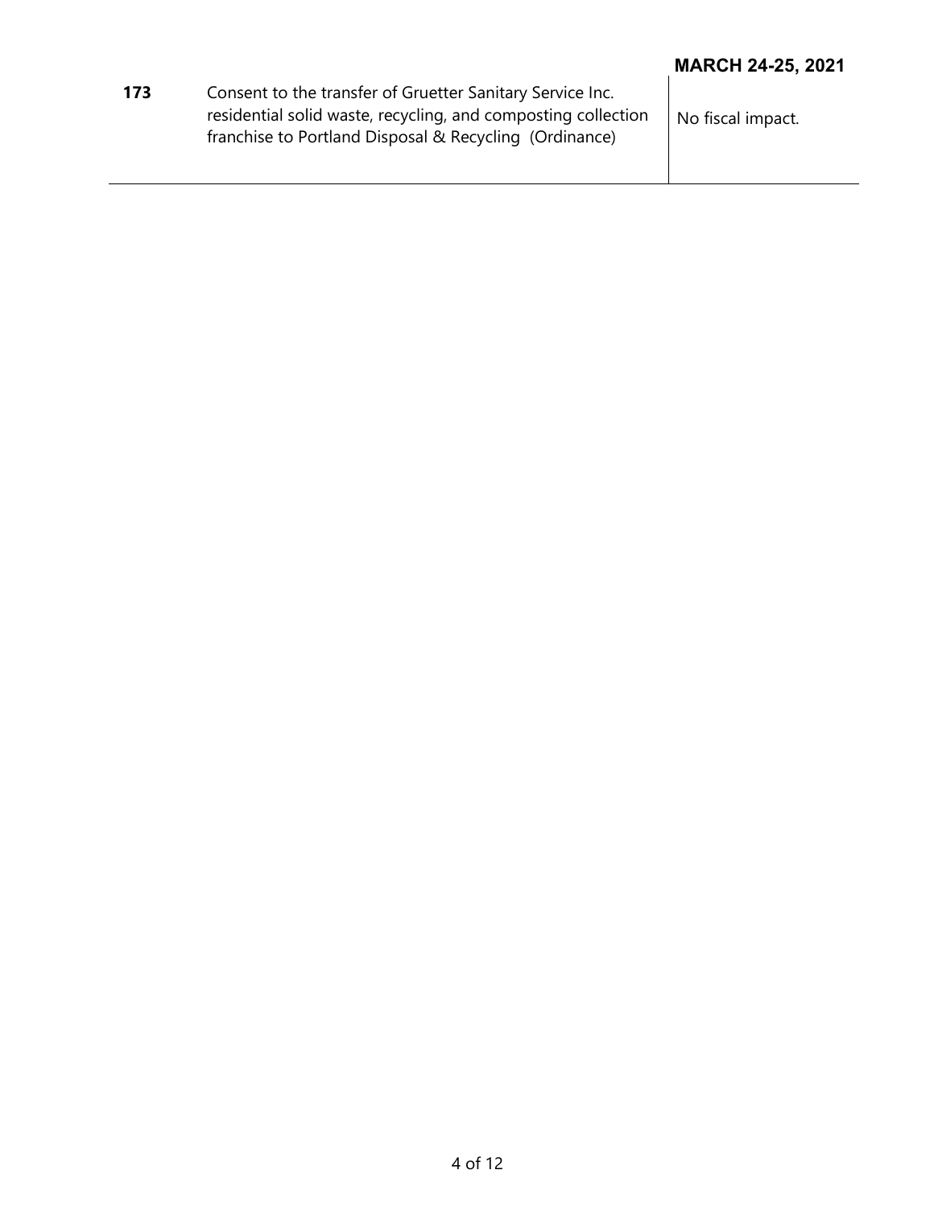MARCH 24-25, 2021

| | | |
|---|---|---|
| **173** | Consent to the transfer of Gruetter Sanitary Service Inc. residential solid waste, recycling, and composting collection franchise to Portland Disposal & Recycling (Ordinance) | No fiscal impact. |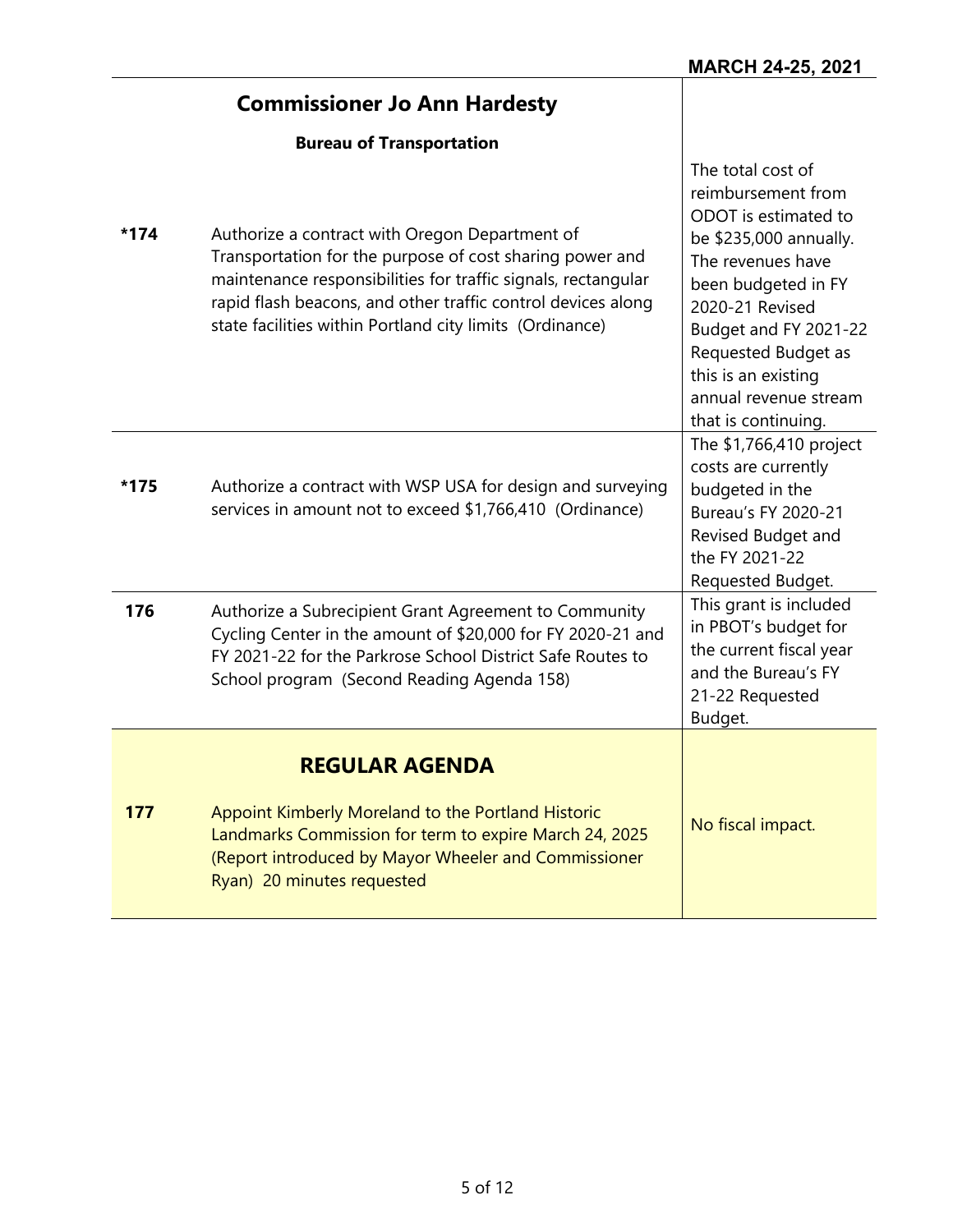MARCH 24-25, 2021

## Commissioner Jo Ann Hardesty

### Bureau of Transportation

| | | |
|---|---|---|
| *174 | Authorize a contract with Oregon Department of Transportation for the purpose of cost sharing power and maintenance responsibilities for traffic signals, rectangular rapid flash beacons, and other traffic control devices along state facilities within Portland city limits (Ordinance) | The total cost of reimbursement from ODOT is estimated to be $235,000 annually. The revenues have been budgeted in FY 2020-21 Revised Budget and FY 2021-22 Requested Budget as this is an existing annual revenue stream that is continuing. |
| *175 | Authorize a contract with WSP USA for design and surveying services in amount not to exceed $1,766,410 (Ordinance) | The $1,766,410 project costs are currently budgeted in the Bureau's FY 2020-21 Revised Budget and the FY 2021-22 Requested Budget. |
| 176 | Authorize a Subrecipient Grant Agreement to Community Cycling Center in the amount of $20,000 for FY 2020-21 and FY 2021-22 for the Parkrose School District Safe Routes to School program (Second Reading Agenda 158) | This grant is included in PBOT's budget for the current fiscal year and the Bureau's FY 21-22 Requested Budget. |

## REGULAR AGENDA

| | | |
|---|---|---|
| 177 | Appoint Kimberly Moreland to the Portland Historic Landmarks Commission for term to expire March 24, 2025 (Report introduced by Mayor Wheeler and Commissioner Ryan) 20 minutes requested | No fiscal impact. |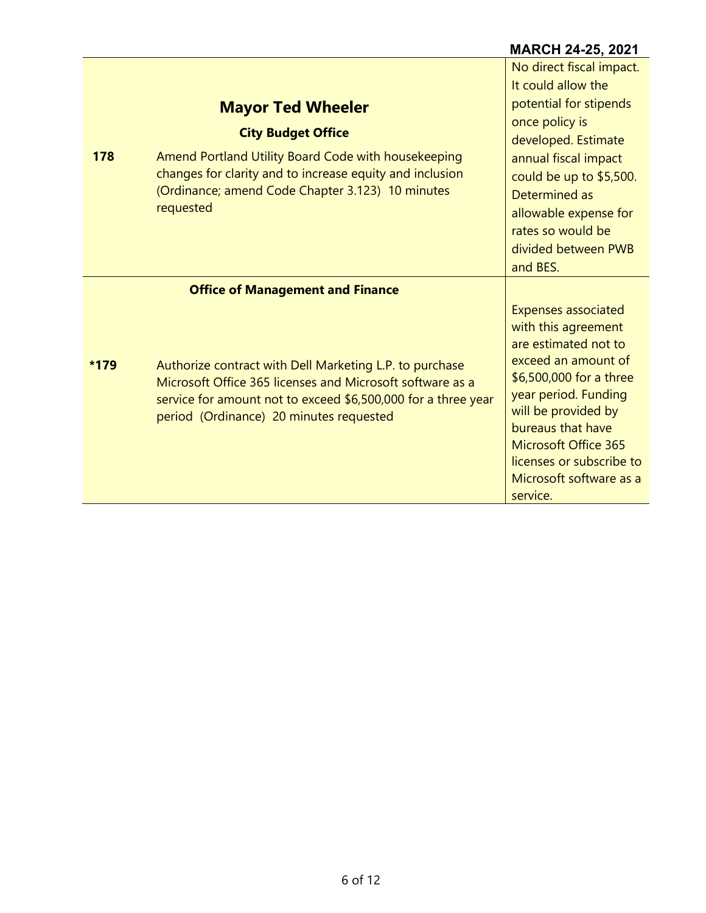MARCH 24-25, 2021

| | | |
|---|---|---|
| | **Mayor Ted Wheeler** | |
| | **City Budget Office** | |
| **178** | Amend Portland Utility Board Code with housekeeping changes for clarity and to increase equity and inclusion (Ordinance; amend Code Chapter 3.123) 10 minutes requested | No direct fiscal impact. It could allow the potential for stipends once policy is developed. Estimate annual fiscal impact could be up to $5,500. Determined as allowable expense for rates so would be divided between PWB and BES. |
| | **Office of Management and Finance** | |
| ***179** | Authorize contract with Dell Marketing L.P. to purchase Microsoft Office 365 licenses and Microsoft software as a service for amount not to exceed $6,500,000 for a three year period (Ordinance) 20 minutes requested | Expenses associated with this agreement are estimated not to exceed an amount of $6,500,000 for a three year period. Funding will be provided by bureaus that have Microsoft Office 365 licenses or subscribe to Microsoft software as a service. |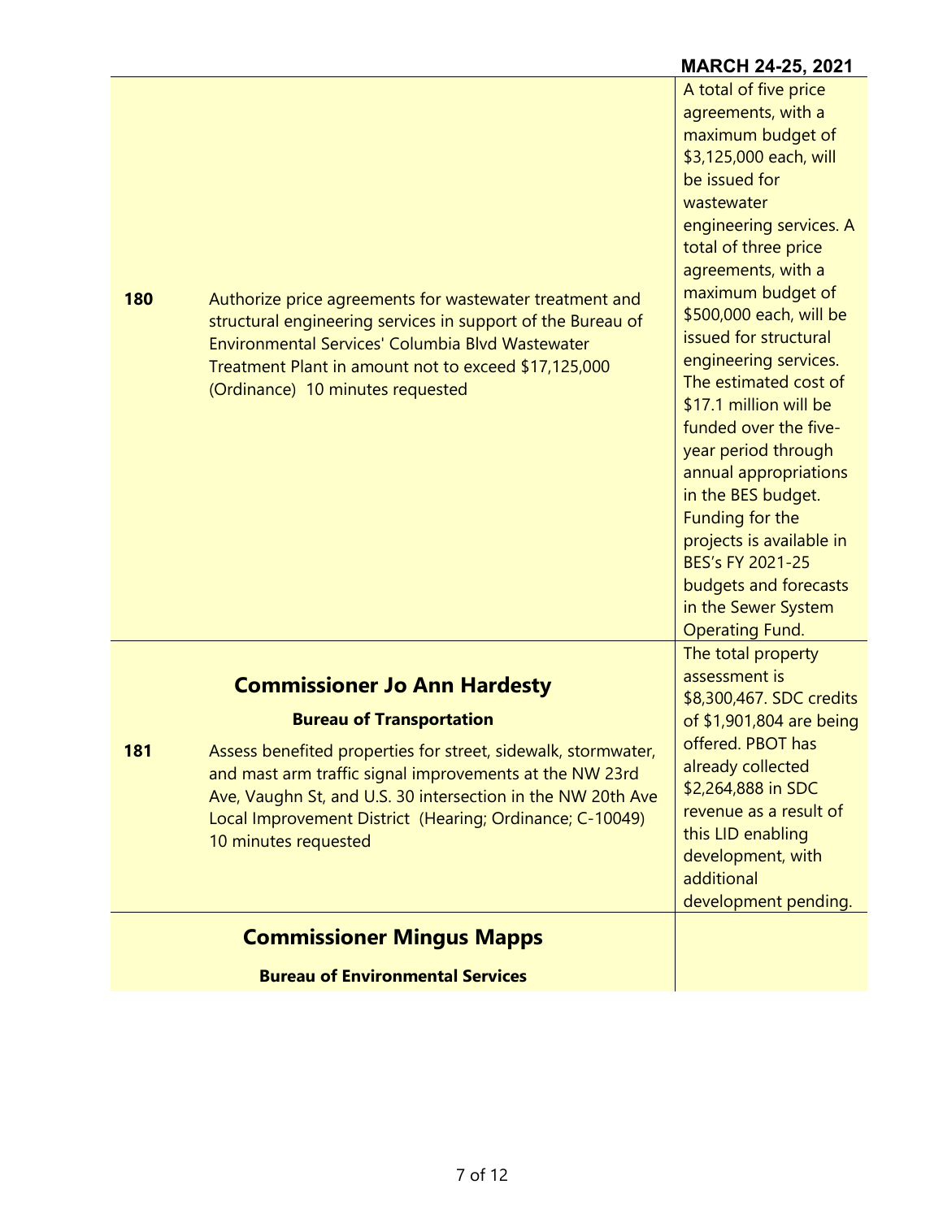| | | |
|---|---|---|
| **180** | Authorize price agreements for wastewater treatment and structural engineering services in support of the Bureau of Environmental Services' Columbia Blvd Wastewater Treatment Plant in amount not to exceed $17,125,000 (Ordinance) 10 minutes requested | A total of five price agreements, with a maximum budget of $3,125,000 each, will be issued for wastewater engineering services. A total of three price agreements, with a maximum budget of $500,000 each, will be issued for structural engineering services. The estimated cost of $17.1 million will be funded over the five-year period through annual appropriations in the BES budget. Funding for the projects is available in BES's FY 2021-25 budgets and forecasts in the Sewer System Operating Fund. |
| | **Commissioner Jo Ann Hardesty** <br> **Bureau of Transportation** | |
| **181** | Assess benefited properties for street, sidewalk, stormwater, and mast arm traffic signal improvements at the NW 23rd Ave, Vaughn St, and U.S. 30 intersection in the NW 20th Ave Local Improvement District (Hearing; Ordinance; C-10049) 10 minutes requested | The total property assessment is $8,300,467. SDC credits of $1,901,804 are being offered. PBOT has already collected $2,264,888 in SDC revenue as a result of this LID enabling development, with additional development pending. |
| | **Commissioner Mingus Mapps** <br> **Bureau of Environmental Services** | |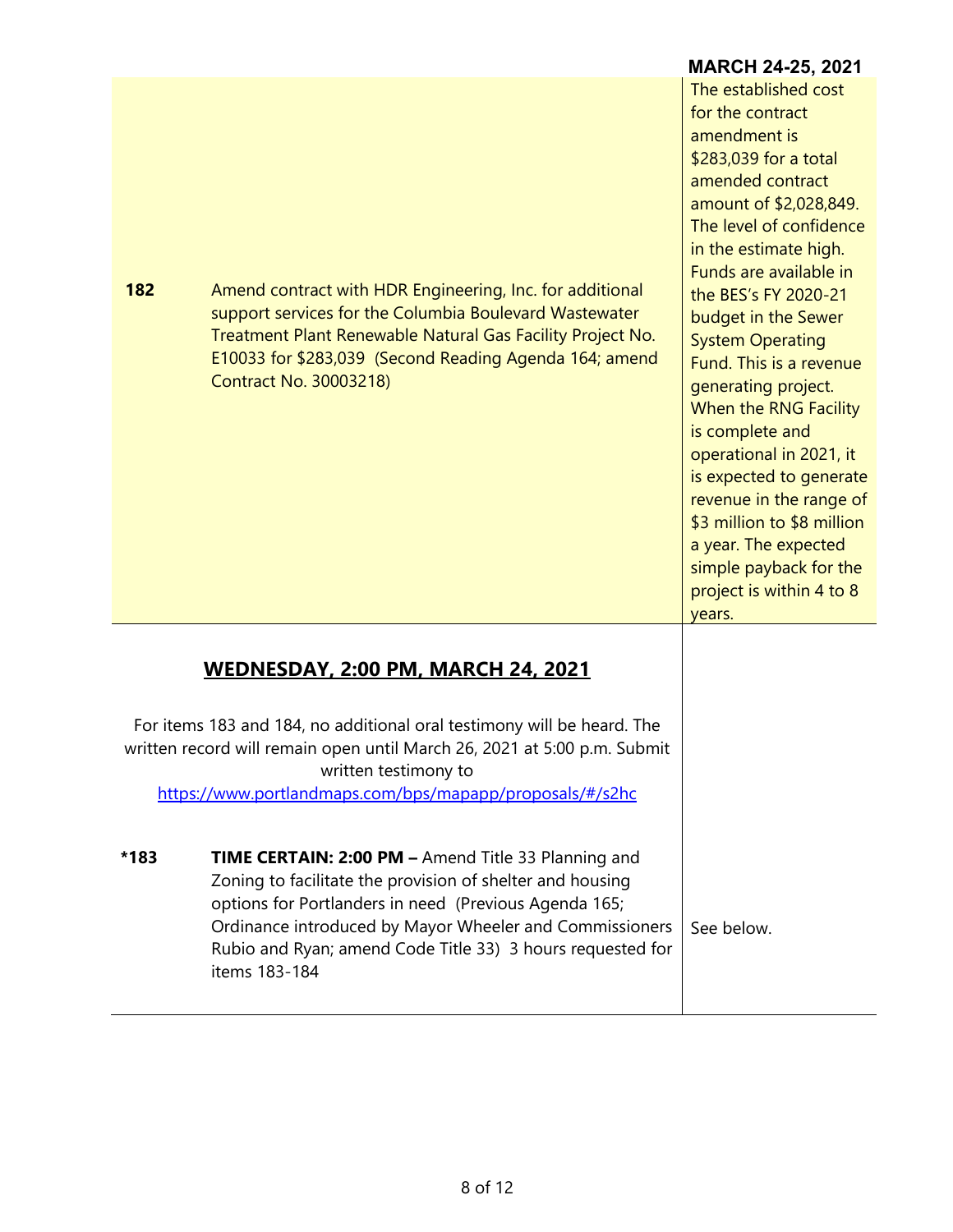| | | |
|---|---|---|
| **182** | Amend contract with HDR Engineering, Inc. for additional support services for the Columbia Boulevard Wastewater Treatment Plant Renewable Natural Gas Facility Project No. E10033 for $283,039 (Second Reading Agenda 164; amend Contract No. 30003218) | The established cost for the contract amendment is $283,039 for a total amended contract amount of $2,028,849. The level of confidence in the estimate high. Funds are available in the BES's FY 2020-21 budget in the Sewer System Operating Fund. This is a revenue generating project. When the RNG Facility is complete and operational in 2021, it is expected to generate revenue in the range of $3 million to $8 million a year. The expected simple payback for the project is within 4 to 8 years. |

## WEDNESDAY, 2:00 PM, MARCH 24, 2021

For items 183 and 184, no additional oral testimony will be heard. The written record will remain open until March 26, 2021 at 5:00 p.m. Submit written testimony to https://www.portlandmaps.com/bps/mapapp/proposals/#/s2hc

| | | |
|---|---|---|
| ***183** | **TIME CERTAIN: 2:00 PM –** Amend Title 33 Planning and Zoning to facilitate the provision of shelter and housing options for Portlanders in need (Previous Agenda 165; Ordinance introduced by Mayor Wheeler and Commissioners Rubio and Ryan; amend Code Title 33) 3 hours requested for items 183-184 | See below. |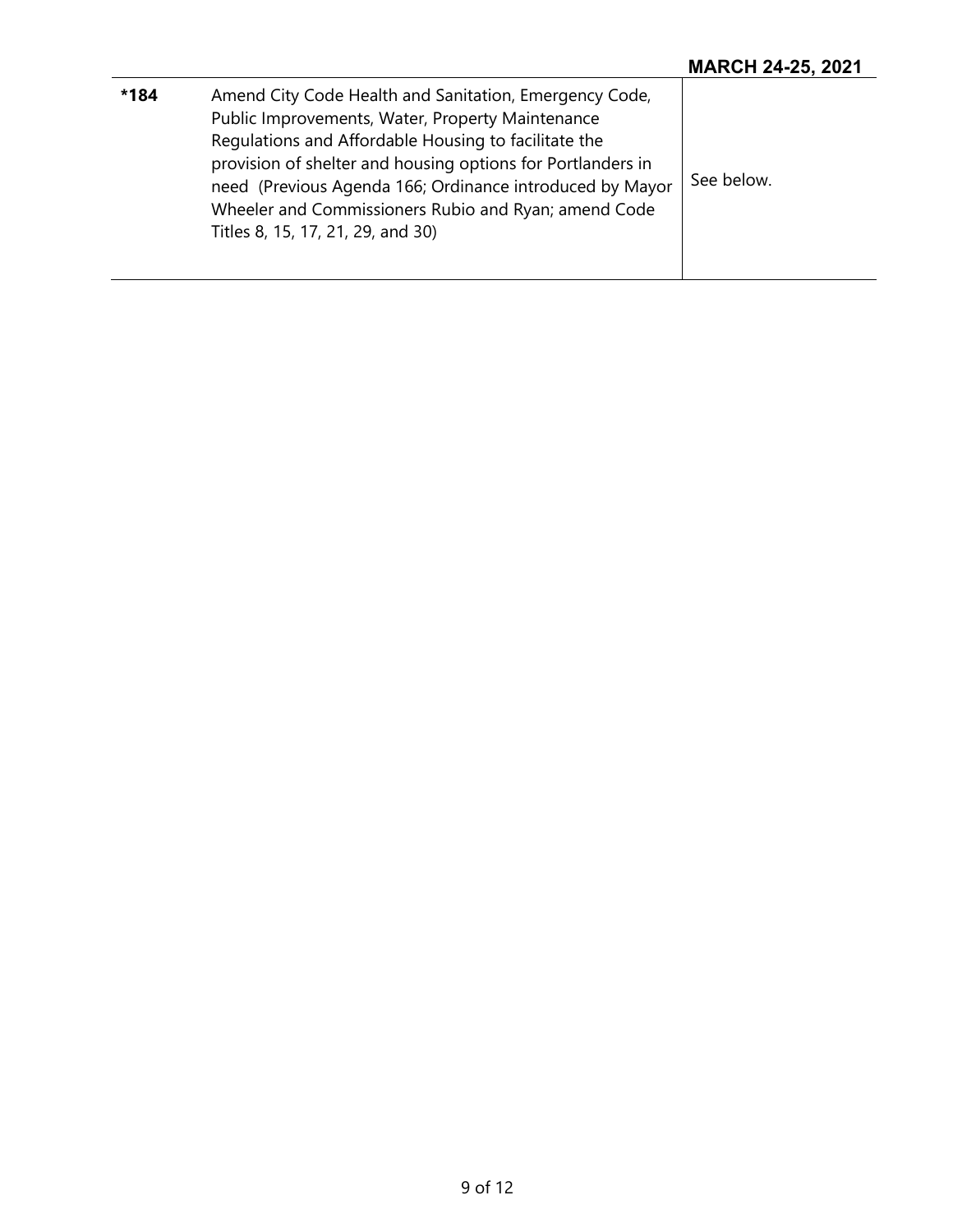| *184 | Amend City Code Health and Sanitation, Emergency Code, Public Improvements, Water, Property Maintenance Regulations and Affordable Housing to facilitate the provision of shelter and housing options for Portlanders in need (Previous Agenda 166; Ordinance introduced by Mayor Wheeler and Commissioners Rubio and Ryan; amend Code Titles 8, 15, 17, 21, 29, and 30) | See below. |
|---|---|---|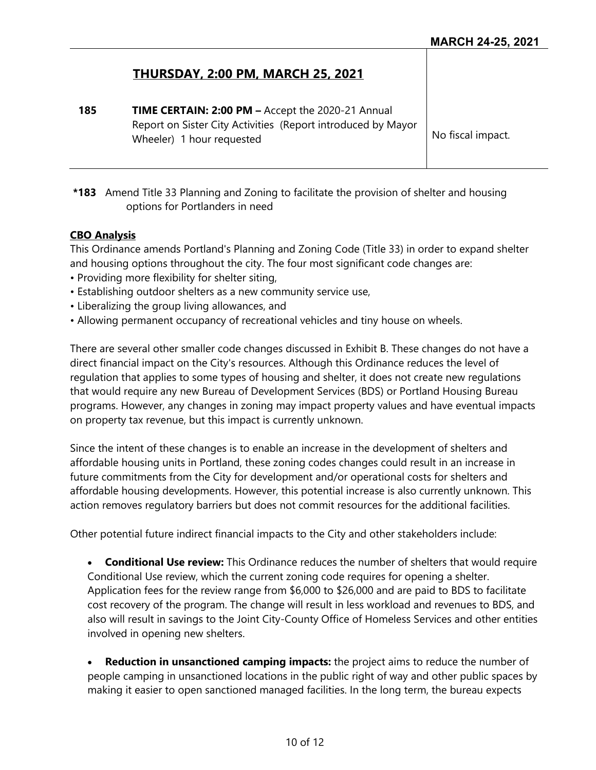## THURSDAY, 2:00 PM, MARCH 25, 2021

| | | |
|---|---|---|
| **185** | **TIME CERTAIN: 2:00 PM –** Accept the 2020-21 Annual Report on Sister City Activities (Report introduced by Mayor Wheeler) 1 hour requested | No fiscal impact. |

**\*183** Amend Title 33 Planning and Zoning to facilitate the provision of shelter and housing options for Portlanders in need

**CBO Analysis**

This Ordinance amends Portland's Planning and Zoning Code (Title 33) in order to expand shelter and housing options throughout the city. The four most significant code changes are:

- Providing more flexibility for shelter siting,
- Establishing outdoor shelters as a new community service use,
- Liberalizing the group living allowances, and
- Allowing permanent occupancy of recreational vehicles and tiny house on wheels.

There are several other smaller code changes discussed in Exhibit B. These changes do not have a direct financial impact on the City's resources. Although this Ordinance reduces the level of regulation that applies to some types of housing and shelter, it does not create new regulations that would require any new Bureau of Development Services (BDS) or Portland Housing Bureau programs. However, any changes in zoning may impact property values and have eventual impacts on property tax revenue, but this impact is currently unknown.

Since the intent of these changes is to enable an increase in the development of shelters and affordable housing units in Portland, these zoning codes changes could result in an increase in future commitments from the City for development and/or operational costs for shelters and affordable housing developments. However, this potential increase is also currently unknown. This action removes regulatory barriers but does not commit resources for the additional facilities.

Other potential future indirect financial impacts to the City and other stakeholders include:

- **Conditional Use review:** This Ordinance reduces the number of shelters that would require Conditional Use review, which the current zoning code requires for opening a shelter. Application fees for the review range from $6,000 to $26,000 and are paid to BDS to facilitate cost recovery of the program. The change will result in less workload and revenues to BDS, and also will result in savings to the Joint City-County Office of Homeless Services and other entities involved in opening new shelters.

- **Reduction in unsanctioned camping impacts:** the project aims to reduce the number of people camping in unsanctioned locations in the public right of way and other public spaces by making it easier to open sanctioned managed facilities. In the long term, the bureau expects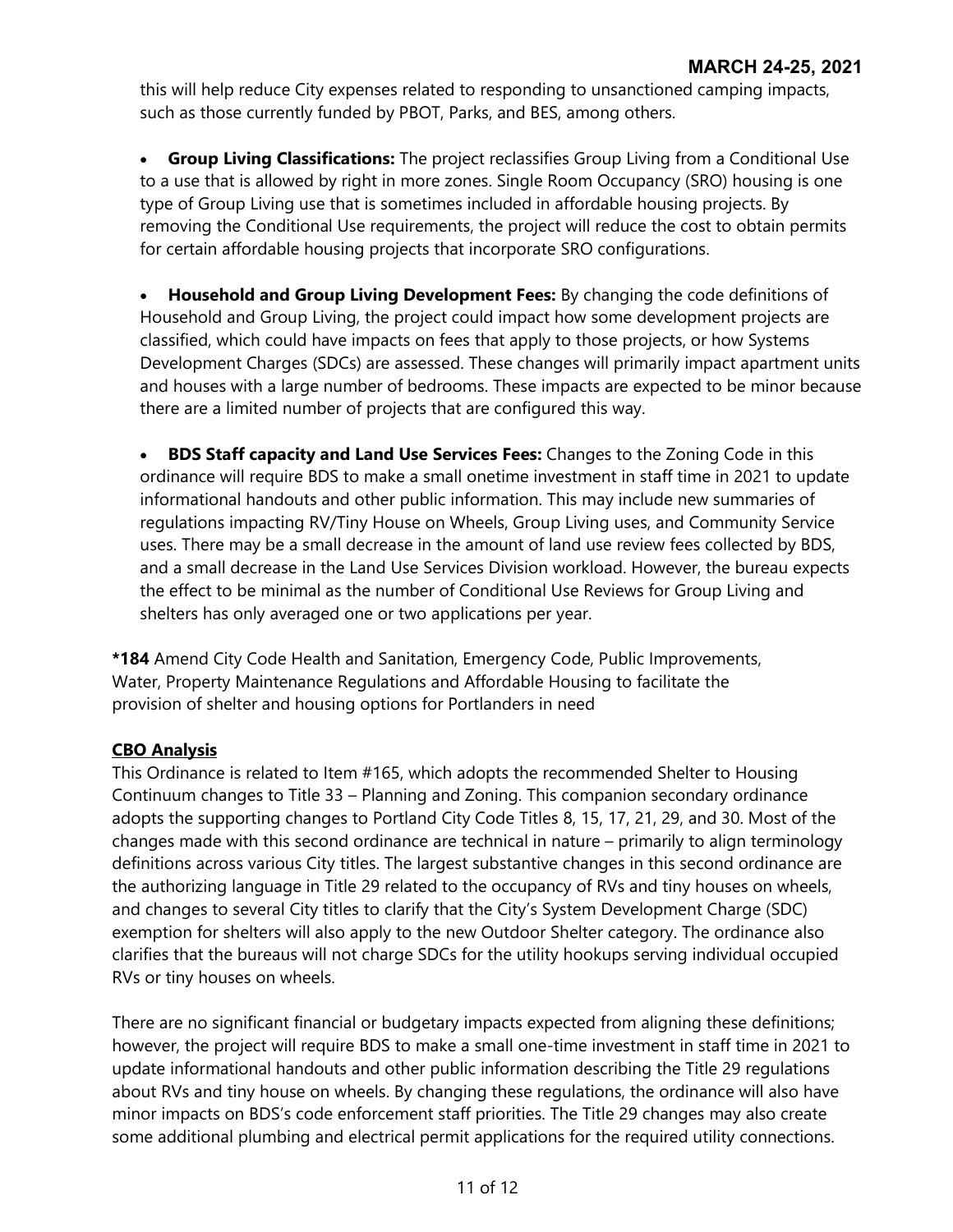this will help reduce City expenses related to responding to unsanctioned camping impacts, such as those currently funded by PBOT, Parks, and BES, among others.

- **Group Living Classifications:** The project reclassifies Group Living from a Conditional Use to a use that is allowed by right in more zones. Single Room Occupancy (SRO) housing is one type of Group Living use that is sometimes included in affordable housing projects. By removing the Conditional Use requirements, the project will reduce the cost to obtain permits for certain affordable housing projects that incorporate SRO configurations.

- **Household and Group Living Development Fees:** By changing the code definitions of Household and Group Living, the project could impact how some development projects are classified, which could have impacts on fees that apply to those projects, or how Systems Development Charges (SDCs) are assessed. These changes will primarily impact apartment units and houses with a large number of bedrooms. These impacts are expected to be minor because there are a limited number of projects that are configured this way.

- **BDS Staff capacity and Land Use Services Fees:** Changes to the Zoning Code in this ordinance will require BDS to make a small onetime investment in staff time in 2021 to update informational handouts and other public information. This may include new summaries of regulations impacting RV/Tiny House on Wheels, Group Living uses, and Community Service uses. There may be a small decrease in the amount of land use review fees collected by BDS, and a small decrease in the Land Use Services Division workload. However, the bureau expects the effect to be minimal as the number of Conditional Use Reviews for Group Living and shelters has only averaged one or two applications per year.

**\*184** Amend City Code Health and Sanitation, Emergency Code, Public Improvements, Water, Property Maintenance Regulations and Affordable Housing to facilitate the provision of shelter and housing options for Portlanders in need

**CBO Analysis**

This Ordinance is related to Item #165, which adopts the recommended Shelter to Housing Continuum changes to Title 33 – Planning and Zoning. This companion secondary ordinance adopts the supporting changes to Portland City Code Titles 8, 15, 17, 21, 29, and 30. Most of the changes made with this second ordinance are technical in nature – primarily to align terminology definitions across various City titles. The largest substantive changes in this second ordinance are the authorizing language in Title 29 related to the occupancy of RVs and tiny houses on wheels, and changes to several City titles to clarify that the City's System Development Charge (SDC) exemption for shelters will also apply to the new Outdoor Shelter category. The ordinance also clarifies that the bureaus will not charge SDCs for the utility hookups serving individual occupied RVs or tiny houses on wheels.

There are no significant financial or budgetary impacts expected from aligning these definitions; however, the project will require BDS to make a small one-time investment in staff time in 2021 to update informational handouts and other public information describing the Title 29 regulations about RVs and tiny house on wheels. By changing these regulations, the ordinance will also have minor impacts on BDS's code enforcement staff priorities. The Title 29 changes may also create some additional plumbing and electrical permit applications for the required utility connections.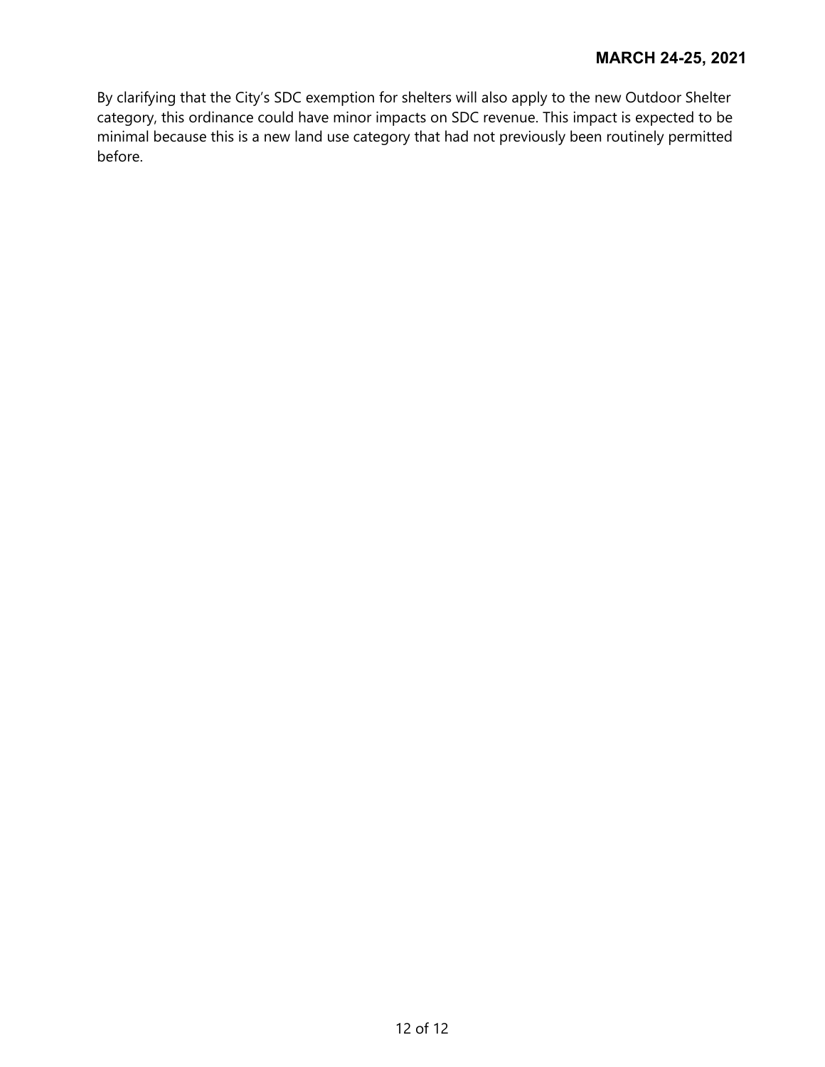By clarifying that the City's SDC exemption for shelters will also apply to the new Outdoor Shelter category, this ordinance could have minor impacts on SDC revenue. This impact is expected to be minimal because this is a new land use category that had not previously been routinely permitted before.